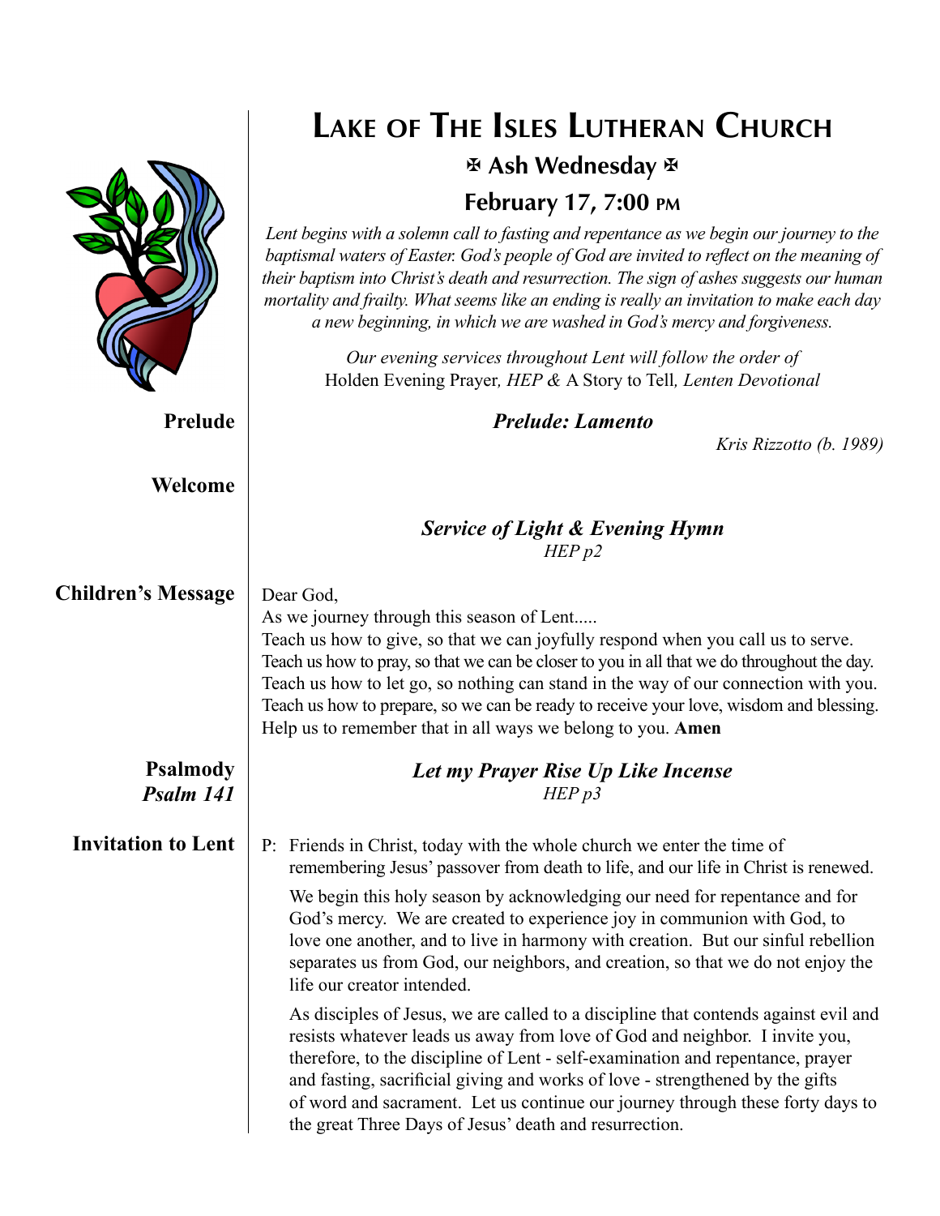# Lake of The Isles Lutheran Church

## ✠ Ash Wednesday ✠

## February 17, 7:00 PM

*Lent begins with a solemn call to fasting and repentance as we begin our journey to the baptismal waters of Easter. God's people of God are invited to reflect on the meaning of their baptism into Christ's death and resurrection. The sign of ashes suggests our human mortality and frailty. What seems like an ending is really an invitation to make each day a new beginning, in which we are washed in God's mercy and forgiveness.*

*Our evening services throughout Lent will follow the order of* Holden Evening Prayer*, HEP &* A Story to Tell*, Lenten Devotional*

**Prelude**

***Prelude: Lamento***

*Kris Rizzotto (b. 1989)*

**Welcome**

***Service of Light & Evening Hymn***
*HEP p2*

**Children's Message**

Dear God,
As we journey through this season of Lent.....
Teach us how to give, so that we can joyfully respond when you call us to serve.
Teach us how to pray, so that we can be closer to you in all that we do throughout the day.
Teach us how to let go, so nothing can stand in the way of our connection with you.
Teach us how to prepare, so we can be ready to receive your love, wisdom and blessing.
Help us to remember that in all ways we belong to you. **Amen**

**Psalmody**
***Psalm 141***

***Let my Prayer Rise Up Like Incense***
*HEP p3*

**Invitation to Lent**

P: Friends in Christ, today with the whole church we enter the time of remembering Jesus' passover from death to life, and our life in Christ is renewed.

We begin this holy season by acknowledging our need for repentance and for God's mercy. We are created to experience joy in communion with God, to love one another, and to live in harmony with creation. But our sinful rebellion separates us from God, our neighbors, and creation, so that we do not enjoy the life our creator intended.

As disciples of Jesus, we are called to a discipline that contends against evil and resists whatever leads us away from love of God and neighbor. I invite you, therefore, to the discipline of Lent - self-examination and repentance, prayer and fasting, sacrificial giving and works of love - strengthened by the gifts of word and sacrament. Let us continue our journey through these forty days to the great Three Days of Jesus' death and resurrection.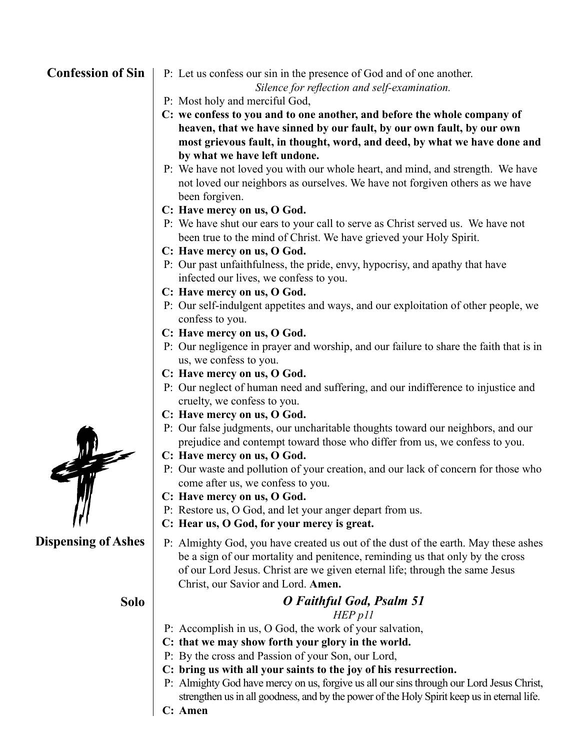## Confession of Sin

P: Let us confess our sin in the presence of God and of one another.

*Silence for reflection and self-examination.*

P: Most holy and merciful God,

**C: we confess to you and to one another, and before the whole company of heaven, that we have sinned by our fault, by our own fault, by our own most grievous fault, in thought, word, and deed, by what we have done and by what we have left undone.**

P: We have not loved you with our whole heart, and mind, and strength. We have not loved our neighbors as ourselves. We have not forgiven others as we have been forgiven.

**C: Have mercy on us, O God.**

P: We have shut our ears to your call to serve as Christ served us. We have not been true to the mind of Christ. We have grieved your Holy Spirit.

**C: Have mercy on us, O God.**

P: Our past unfaithfulness, the pride, envy, hypocrisy, and apathy that have infected our lives, we confess to you.

**C: Have mercy on us, O God.**

P: Our self-indulgent appetites and ways, and our exploitation of other people, we confess to you.

**C: Have mercy on us, O God.**

P: Our negligence in prayer and worship, and our failure to share the faith that is in us, we confess to you.

**C: Have mercy on us, O God.**

P: Our neglect of human need and suffering, and our indifference to injustice and cruelty, we confess to you.

**C: Have mercy on us, O God.**

P: Our false judgments, our uncharitable thoughts toward our neighbors, and our prejudice and contempt toward those who differ from us, we confess to you.

**C: Have mercy on us, O God.**

P: Our waste and pollution of your creation, and our lack of concern for those who come after us, we confess to you.

**C: Have mercy on us, O God.**

P: Restore us, O God, and let your anger depart from us.

**C: Hear us, O God, for your mercy is great.**

## Dispensing of Ashes

P: Almighty God, you have created us out of the dust of the earth. May these ashes be a sign of our mortality and penitence, reminding us that only by the cross of our Lord Jesus. Christ are we given eternal life; through the same Jesus Christ, our Savior and Lord. **Amen.**

## Solo

***O Faithful God, Psalm 51***

*HEP p11*

P: Accomplish in us, O God, the work of your salvation,

**C: that we may show forth your glory in the world.**

P: By the cross and Passion of your Son, our Lord,

**C: bring us with all your saints to the joy of his resurrection.**

P: Almighty God have mercy on us, forgive us all our sins through our Lord Jesus Christ, strengthen us in all goodness, and by the power of the Holy Spirit keep us in eternal life.

**C: Amen**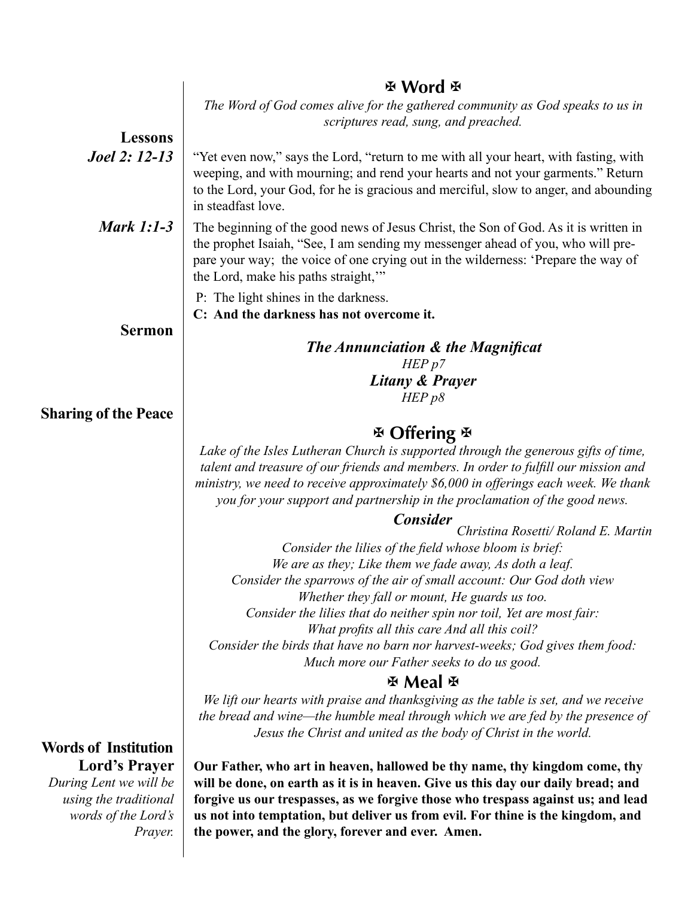## ✠ Word ✠

*The Word of God comes alive for the gathered community as God speaks to us in scriptures read, sung, and preached.*

**Lessons**

***Joel 2: 12-13***

"Yet even now," says the Lord, "return to me with all your heart, with fasting, with weeping, and with mourning; and rend your hearts and not your garments." Return to the Lord, your God, for he is gracious and merciful, slow to anger, and abounding in steadfast love.

***Mark 1:1-3***

The beginning of the good news of Jesus Christ, the Son of God. As it is written in the prophet Isaiah, "See, I am sending my messenger ahead of you, who will prepare your way; the voice of one crying out in the wilderness: 'Prepare the way of the Lord, make his paths straight,'"

P: The light shines in the darkness.
**C: And the darkness has not overcome it.**

**Sermon**

***The Annunciation & the Magnificat***
*HEP p7*

***Litany & Prayer***
*HEP p8*

**Sharing of the Peace**

## ✠ Offering ✠

*Lake of the Isles Lutheran Church is supported through the generous gifts of time, talent and treasure of our friends and members. In order to fulfill our mission and ministry, we need to receive approximately $6,000 in offerings each week. We thank you for your support and partnership in the proclamation of the good news.*

***Consider***
*Christina Rosetti/ Roland E. Martin*

*Consider the lilies of the field whose bloom is brief:*
*We are as they; Like them we fade away, As doth a leaf.*
*Consider the sparrows of the air of small account: Our God doth view*
*Whether they fall or mount, He guards us too.*
*Consider the lilies that do neither spin nor toil, Yet are most fair:*
*What profits all this care And all this coil?*
*Consider the birds that have no barn nor harvest-weeks; God gives them food:*
*Much more our Father seeks to do us good.*

## ✠ Meal ✠

*We lift our hearts with praise and thanksgiving as the table is set, and we receive the bread and wine—the humble meal through which we are fed by the presence of Jesus the Christ and united as the body of Christ in the world.*

**Words of Institution**

**Lord's Prayer**
*During Lent we will be using the traditional words of the Lord's Prayer.*

**Our Father, who art in heaven, hallowed be thy name, thy kingdom come, thy will be done, on earth as it is in heaven. Give us this day our daily bread; and forgive us our trespasses, as we forgive those who trespass against us; and lead us not into temptation, but deliver us from evil. For thine is the kingdom, and the power, and the glory, forever and ever. Amen.**